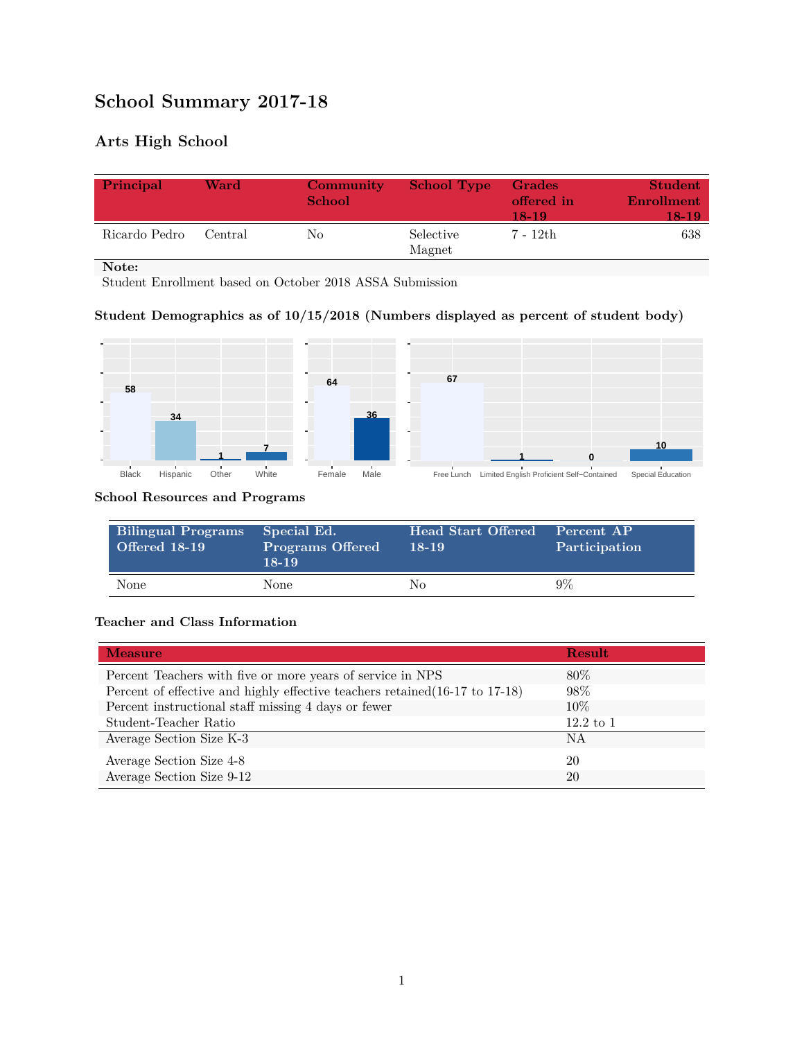# School Summary 2017-18

## Arts High School

| Principal | Ward | Community School | School Type | Grades offered in 18-19 | Student Enrollment 18-19 |
|---|---|---|---|---|---|
| Ricardo Pedro | Central | No | Selective Magnet | 7 - 12th | 638 |

**Note:**
Student Enrollment based on October 2018 ASSA Submission

### Student Demographics as of 10/15/2018 (Numbers displayed as percent of student body)

| Black | Hispanic | Other | White |
|---|---|---|---|
| 58 | 34 | 1 | 7 |

| Female | Male |
|---|---|
| 64 | 36 |

| Free Lunch | Limited English Proficient | Self-Contained | Special Education |
|---|---|---|---|
| 67 | 1 | 0 | 10 |

### School Resources and Programs

| Bilingual Programs Offered 18-19 | Special Ed. Programs Offered 18-19 | Head Start Offered 18-19 | Percent AP Participation |
|---|---|---|---|
| None | None | No | 9% |

### Teacher and Class Information

| Measure | Result |
|---|---|
| Percent Teachers with five or more years of service in NPS | 80% |
| Percent of effective and highly effective teachers retained(16-17 to 17-18) | 98% |
| Percent instructional staff missing 4 days or fewer | 10% |
| Student-Teacher Ratio | 12.2 to 1 |
| Average Section Size K-3 | NA |
| Average Section Size 4-8 | 20 |
| Average Section Size 9-12 | 20 |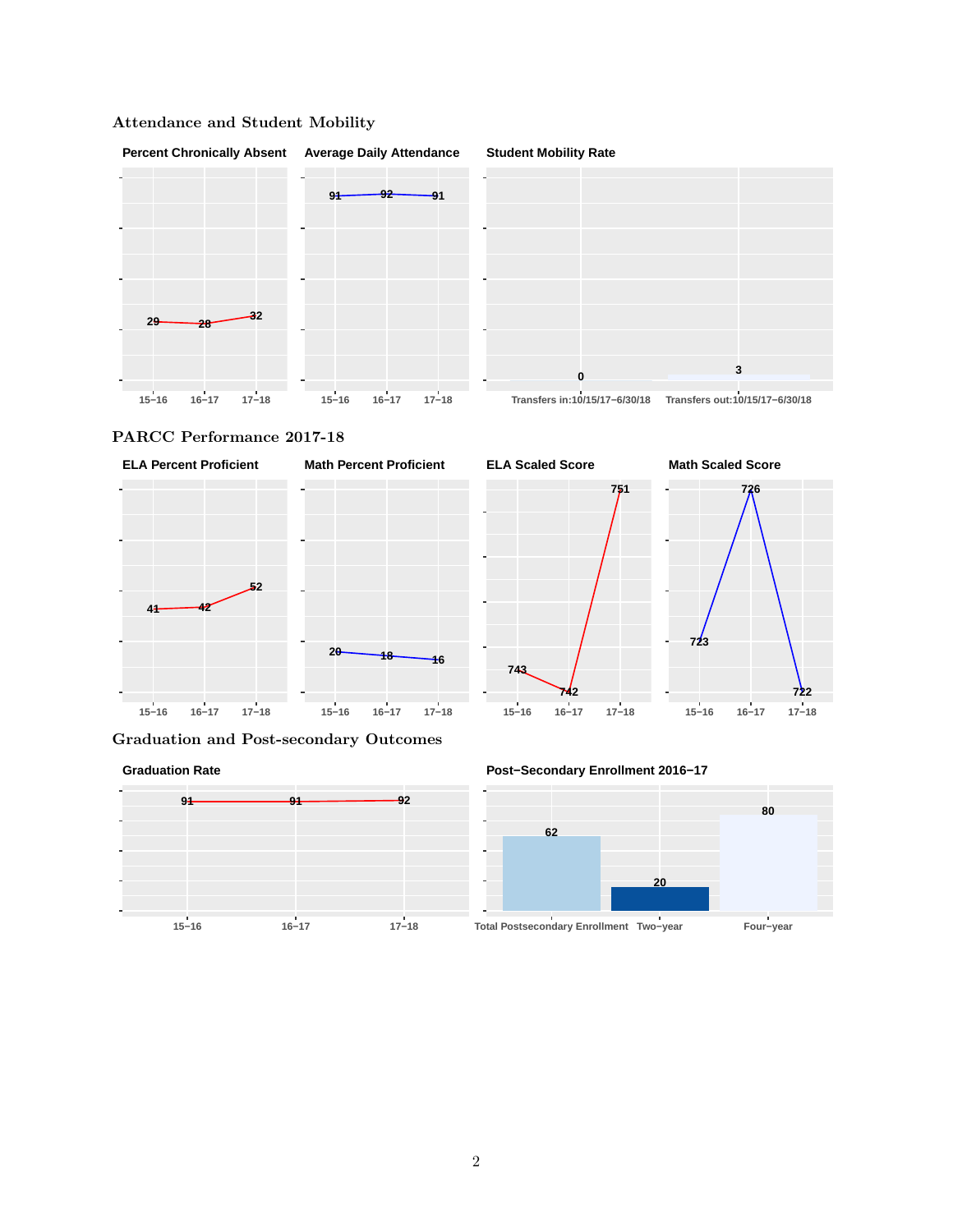## Attendance and Student Mobility

**Percent Chronically Absent**

29 28 32

15−16 16−17 17−18

**Average Daily Attendance**

91 92 91

15−16 16−17 17−18

**Student Mobility Rate**

0 3

Transfers in:10/15/17−6/30/18 Transfers out:10/15/17−6/30/18

## PARCC Performance 2017-18

**ELA Percent Proficient**

41 42 52

15−16 16−17 17−18

**Math Percent Proficient**

20 18 16

15−16 16−17 17−18

**ELA Scaled Score**

743 742 751

15−16 16−17 17−18

**Math Scaled Score**

723 726 722

15−16 16−17 17−18

## Graduation and Post-secondary Outcomes

**Graduation Rate**

91 91 92

15−16 16−17 17−18

**Post−Secondary Enrollment 2016−17**

62 20 80

Total Postsecondary Enrollment Two−year Four−year